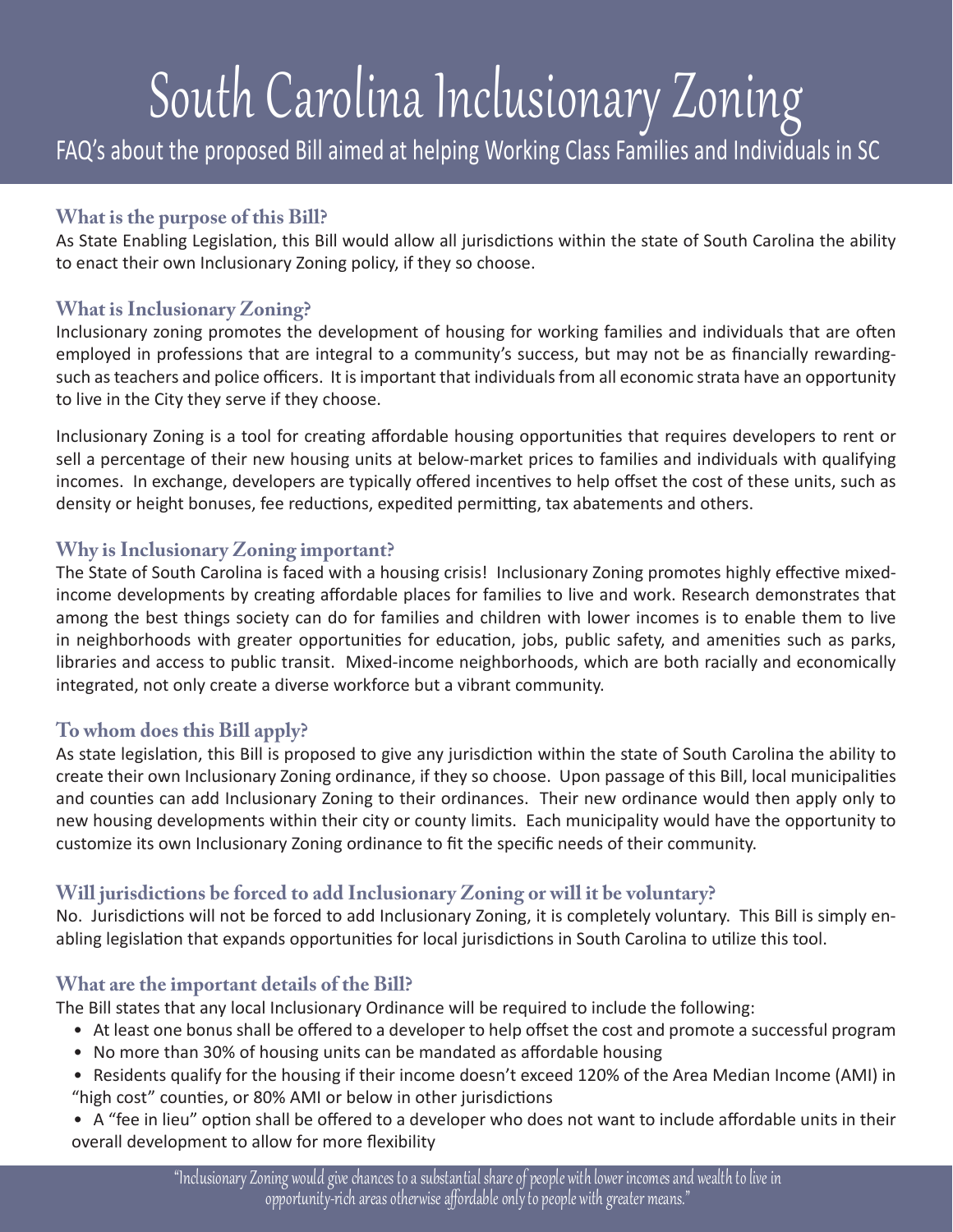# South Carolina Inclusionary Zoning

FAQ's about the proposed Bill aimed at helping Working Class Families and Individuals in SC

### What is the purpose of this Bill?

As State Enabling Legislation, this Bill would allow all jurisdictions within the state of South Carolina the ability to enact their own Inclusionary Zoning policy, if they so choose.

### What is Inclusionary Zoning?

Inclusionary zoning promotes the development of housing for working families and individuals that are often employed in professions that are integral to a community's success, but may not be as financially rewarding- such as teachers and police officers. It is important that individuals from all economic strata have an opportunity to live in the City they serve if they choose.

Inclusionary Zoning is a tool for creating affordable housing opportunities that requires developers to rent or sell a percentage of their new housing units at below-market prices to families and individuals with qualifying incomes. In exchange, developers are typically offered incentives to help offset the cost of these units, such as density or height bonuses, fee reductions, expedited permitting, tax abatements and others.

### Why is Inclusionary Zoning important?

The State of South Carolina is faced with a housing crisis! Inclusionary Zoning promotes highly effective mixed-income developments by creating affordable places for families to live and work. Research demonstrates that among the best things society can do for families and children with lower incomes is to enable them to live in neighborhoods with greater opportunities for education, jobs, public safety, and amenities such as parks, libraries and access to public transit. Mixed-income neighborhoods, which are both racially and economically integrated, not only create a diverse workforce but a vibrant community.

### To whom does this Bill apply?

As state legislation, this Bill is proposed to give any jurisdiction within the state of South Carolina the ability to create their own Inclusionary Zoning ordinance, if they so choose. Upon passage of this Bill, local municipalities and counties can add Inclusionary Zoning to their ordinances. Their new ordinance would then apply only to new housing developments within their city or county limits. Each municipality would have the opportunity to customize its own Inclusionary Zoning ordinance to fit the specific needs of their community.

### Will jurisdictions be forced to add Inclusionary Zoning or will it be voluntary?

No. Jurisdictions will not be forced to add Inclusionary Zoning, it is completely voluntary. This Bill is simply enabling legislation that expands opportunities for local jurisdictions in South Carolina to utilize this tool.

### What are the important details of the Bill?

The Bill states that any local Inclusionary Ordinance will be required to include the following:

- At least one bonus shall be offered to a developer to help offset the cost and promote a successful program
- No more than 30% of housing units can be mandated as affordable housing
- Residents qualify for the housing if their income doesn't exceed 120% of the Area Median Income (AMI) in "high cost" counties, or 80% AMI or below in other jurisdictions
- A "fee in lieu" option shall be offered to a developer who does not want to include affordable units in their overall development to allow for more flexibility

"Inclusionary Zoning would give chances to a substantial share of people with lower incomes and wealth to live in opportunity-rich areas otherwise affordable only to people with greater means."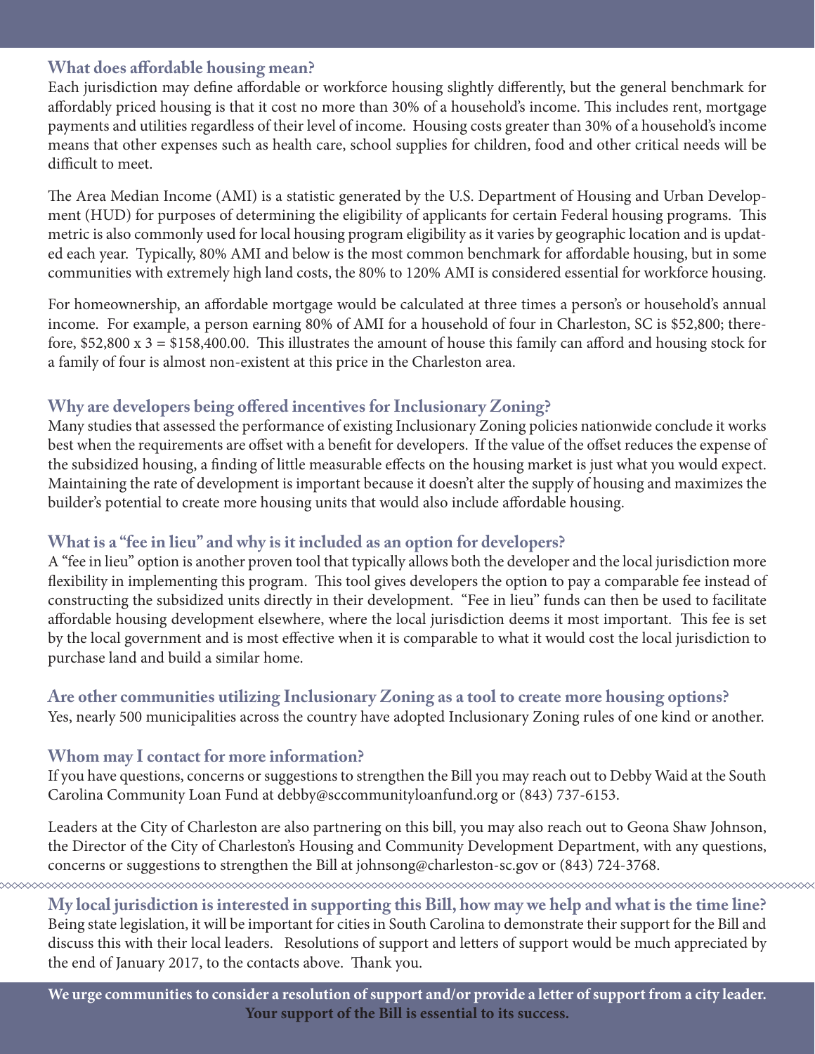### What does affordable housing mean?

Each jurisdiction may define affordable or workforce housing slightly differently, but the general benchmark for affordably priced housing is that it cost no more than 30% of a household's income. This includes rent, mortgage payments and utilities regardless of their level of income. Housing costs greater than 30% of a household's income means that other expenses such as health care, school supplies for children, food and other critical needs will be difficult to meet.

The Area Median Income (AMI) is a statistic generated by the U.S. Department of Housing and Urban Development (HUD) for purposes of determining the eligibility of applicants for certain Federal housing programs. This metric is also commonly used for local housing program eligibility as it varies by geographic location and is updated each year. Typically, 80% AMI and below is the most common benchmark for affordable housing, but in some communities with extremely high land costs, the 80% to 120% AMI is considered essential for workforce housing.

For homeownership, an affordable mortgage would be calculated at three times a person's or household's annual income. For example, a person earning 80% of AMI for a household of four in Charleston, SC is $52,800; therefore, $52,800 x 3 = $158,400.00. This illustrates the amount of house this family can afford and housing stock for a family of four is almost non-existent at this price in the Charleston area.

### Why are developers being offered incentives for Inclusionary Zoning?

Many studies that assessed the performance of existing Inclusionary Zoning policies nationwide conclude it works best when the requirements are offset with a benefit for developers. If the value of the offset reduces the expense of the subsidized housing, a finding of little measurable effects on the housing market is just what you would expect. Maintaining the rate of development is important because it doesn't alter the supply of housing and maximizes the builder's potential to create more housing units that would also include affordable housing.

### What is a "fee in lieu" and why is it included as an option for developers?

A "fee in lieu" option is another proven tool that typically allows both the developer and the local jurisdiction more flexibility in implementing this program. This tool gives developers the option to pay a comparable fee instead of constructing the subsidized units directly in their development. "Fee in lieu" funds can then be used to facilitate affordable housing development elsewhere, where the local jurisdiction deems it most important. This fee is set by the local government and is most effective when it is comparable to what it would cost the local jurisdiction to purchase land and build a similar home.

### Are other communities utilizing Inclusionary Zoning as a tool to create more housing options?

Yes, nearly 500 municipalities across the country have adopted Inclusionary Zoning rules of one kind or another.

### Whom may I contact for more information?

If you have questions, concerns or suggestions to strengthen the Bill you may reach out to Debby Waid at the South Carolina Community Loan Fund at debby@sccommunityloanfund.org or (843) 737-6153.

Leaders at the City of Charleston are also partnering on this bill, you may also reach out to Geona Shaw Johnson, the Director of the City of Charleston's Housing and Community Development Department, with any questions, concerns or suggestions to strengthen the Bill at johnsong@charleston-sc.gov or (843) 724-3768.

---

### My local jurisdiction is interested in supporting this Bill, how may we help and what is the time line?

Being state legislation, it will be important for cities in South Carolina to demonstrate their support for the Bill and discuss this with their local leaders. Resolutions of support and letters of support would be much appreciated by the end of January 2017, to the contacts above. Thank you.

**We urge communities to consider a resolution of support and/or provide a letter of support from a city leader. Your support of the Bill is essential to its success.**